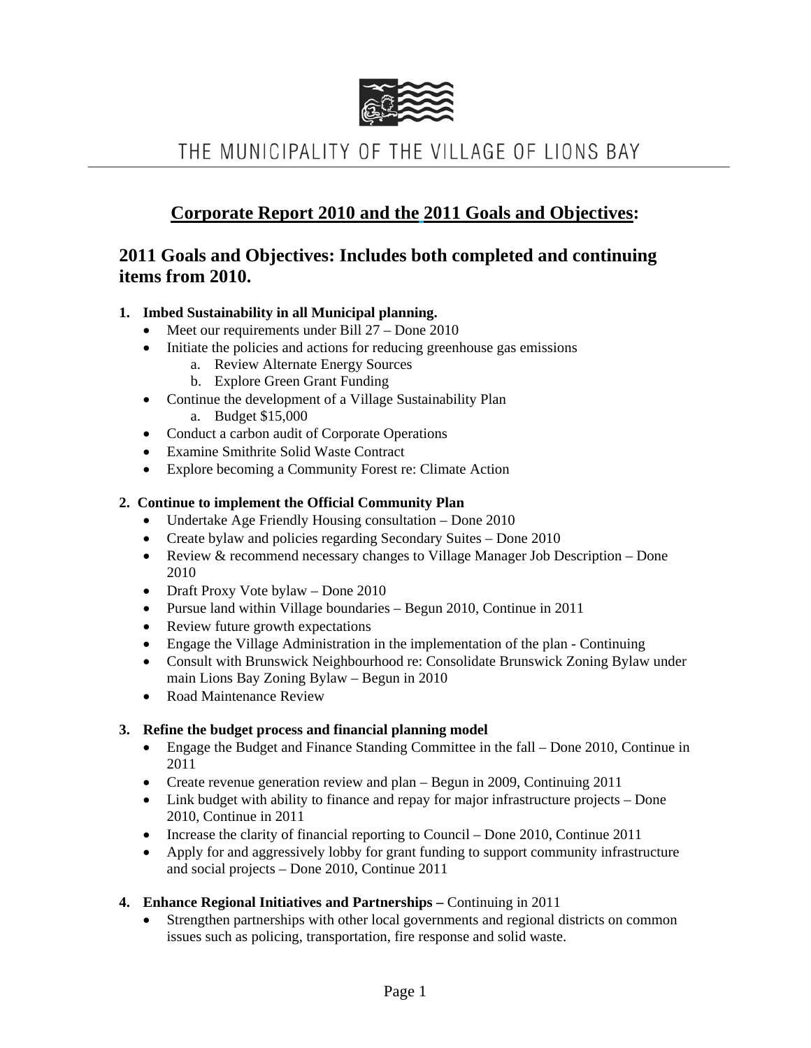THE MUNICIPALITY OF THE VILLAGE OF LIONS BAY

# Corporate Report 2010 and the 2011 Goals and Objectives:

## 2011 Goals and Objectives: Includes both completed and continuing items from 2010.

1. **Imbed Sustainability in all Municipal planning.**
   - Meet our requirements under Bill 27 – Done 2010
   - Initiate the policies and actions for reducing greenhouse gas emissions
     a. Review Alternate Energy Sources
     b. Explore Green Grant Funding
   - Continue the development of a Village Sustainability Plan
     a. Budget $15,000
   - Conduct a carbon audit of Corporate Operations
   - Examine Smithrite Solid Waste Contract
   - Explore becoming a Community Forest re: Climate Action

2. **Continue to implement the Official Community Plan**
   - Undertake Age Friendly Housing consultation – Done 2010
   - Create bylaw and policies regarding Secondary Suites – Done 2010
   - Review & recommend necessary changes to Village Manager Job Description – Done 2010
   - Draft Proxy Vote bylaw – Done 2010
   - Pursue land within Village boundaries – Begun 2010, Continue in 2011
   - Review future growth expectations
   - Engage the Village Administration in the implementation of the plan - Continuing
   - Consult with Brunswick Neighbourhood re: Consolidate Brunswick Zoning Bylaw under main Lions Bay Zoning Bylaw – Begun in 2010
   - Road Maintenance Review

3. **Refine the budget process and financial planning model**
   - Engage the Budget and Finance Standing Committee in the fall – Done 2010, Continue in 2011
   - Create revenue generation review and plan – Begun in 2009, Continuing 2011
   - Link budget with ability to finance and repay for major infrastructure projects – Done 2010, Continue in 2011
   - Increase the clarity of financial reporting to Council – Done 2010, Continue 2011
   - Apply for and aggressively lobby for grant funding to support community infrastructure and social projects – Done 2010, Continue 2011

4. **Enhance Regional Initiatives and Partnerships –** Continuing in 2011
   - Strengthen partnerships with other local governments and regional districts on common issues such as policing, transportation, fire response and solid waste.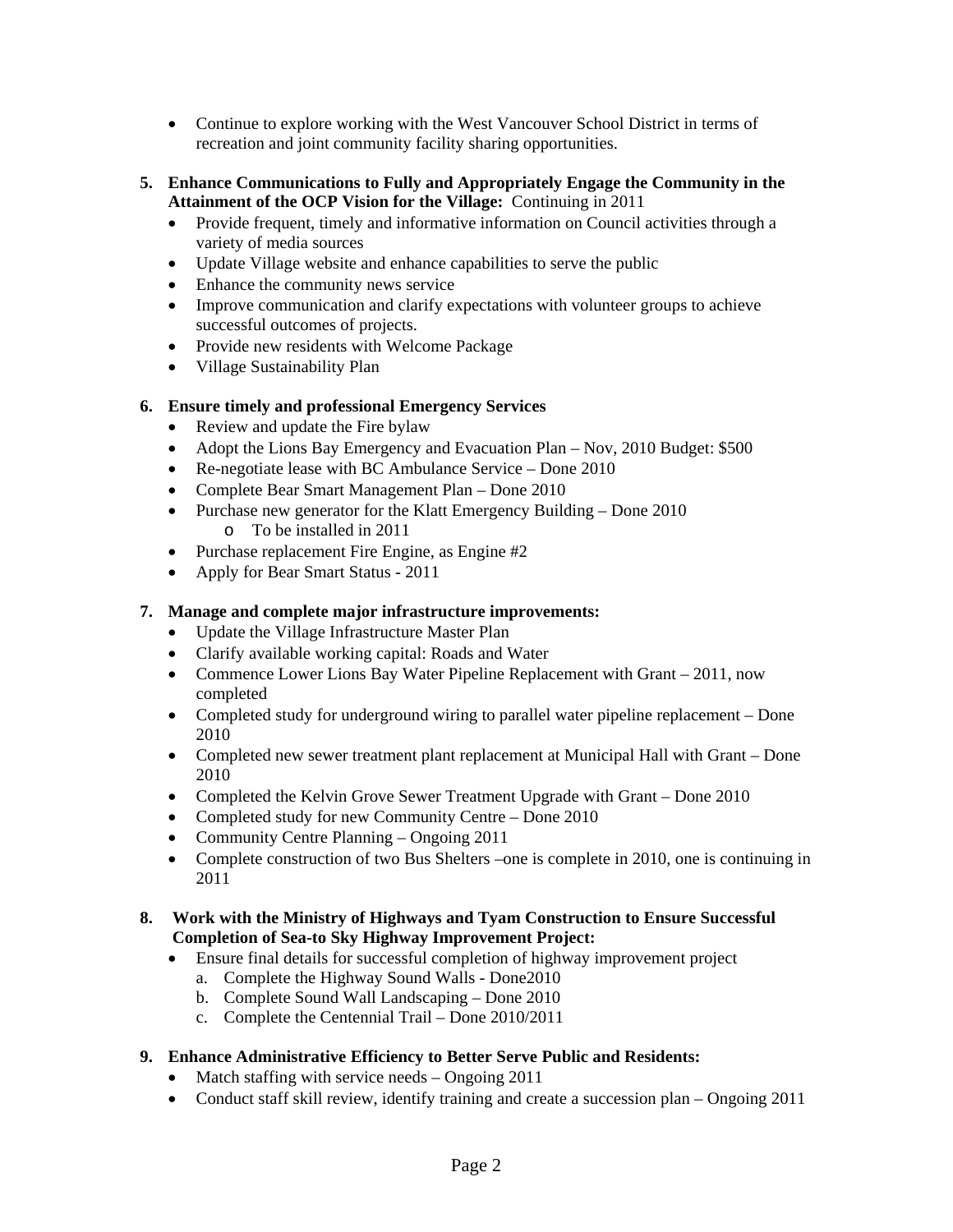- Continue to explore working with the West Vancouver School District in terms of recreation and joint community facility sharing opportunities.

5. **Enhance Communications to Fully and Appropriately Engage the Community in the Attainment of the OCP Vision for the Village:** Continuing in 2011
   - Provide frequent, timely and informative information on Council activities through a variety of media sources
   - Update Village website and enhance capabilities to serve the public
   - Enhance the community news service
   - Improve communication and clarify expectations with volunteer groups to achieve successful outcomes of projects.
   - Provide new residents with Welcome Package
   - Village Sustainability Plan

6. **Ensure timely and professional Emergency Services**
   - Review and update the Fire bylaw
   - Adopt the Lions Bay Emergency and Evacuation Plan – Nov, 2010 Budget: $500
   - Re-negotiate lease with BC Ambulance Service – Done 2010
   - Complete Bear Smart Management Plan – Done 2010
   - Purchase new generator for the Klatt Emergency Building – Done 2010
     - To be installed in 2011
   - Purchase replacement Fire Engine, as Engine #2
   - Apply for Bear Smart Status - 2011

7. **Manage and complete major infrastructure improvements:**
   - Update the Village Infrastructure Master Plan
   - Clarify available working capital: Roads and Water
   - Commence Lower Lions Bay Water Pipeline Replacement with Grant – 2011, now completed
   - Completed study for underground wiring to parallel water pipeline replacement – Done 2010
   - Completed new sewer treatment plant replacement at Municipal Hall with Grant – Done 2010
   - Completed the Kelvin Grove Sewer Treatment Upgrade with Grant – Done 2010
   - Completed study for new Community Centre – Done 2010
   - Community Centre Planning – Ongoing 2011
   - Complete construction of two Bus Shelters –one is complete in 2010, one is continuing in 2011

8. **Work with the Ministry of Highways and Tyam Construction to Ensure Successful Completion of Sea-to Sky Highway Improvement Project:**
   - Ensure final details for successful completion of highway improvement project
     a. Complete the Highway Sound Walls - Done2010
     b. Complete Sound Wall Landscaping – Done 2010
     c. Complete the Centennial Trail – Done 2010/2011

9. **Enhance Administrative Efficiency to Better Serve Public and Residents:**
   - Match staffing with service needs – Ongoing 2011
   - Conduct staff skill review, identify training and create a succession plan – Ongoing 2011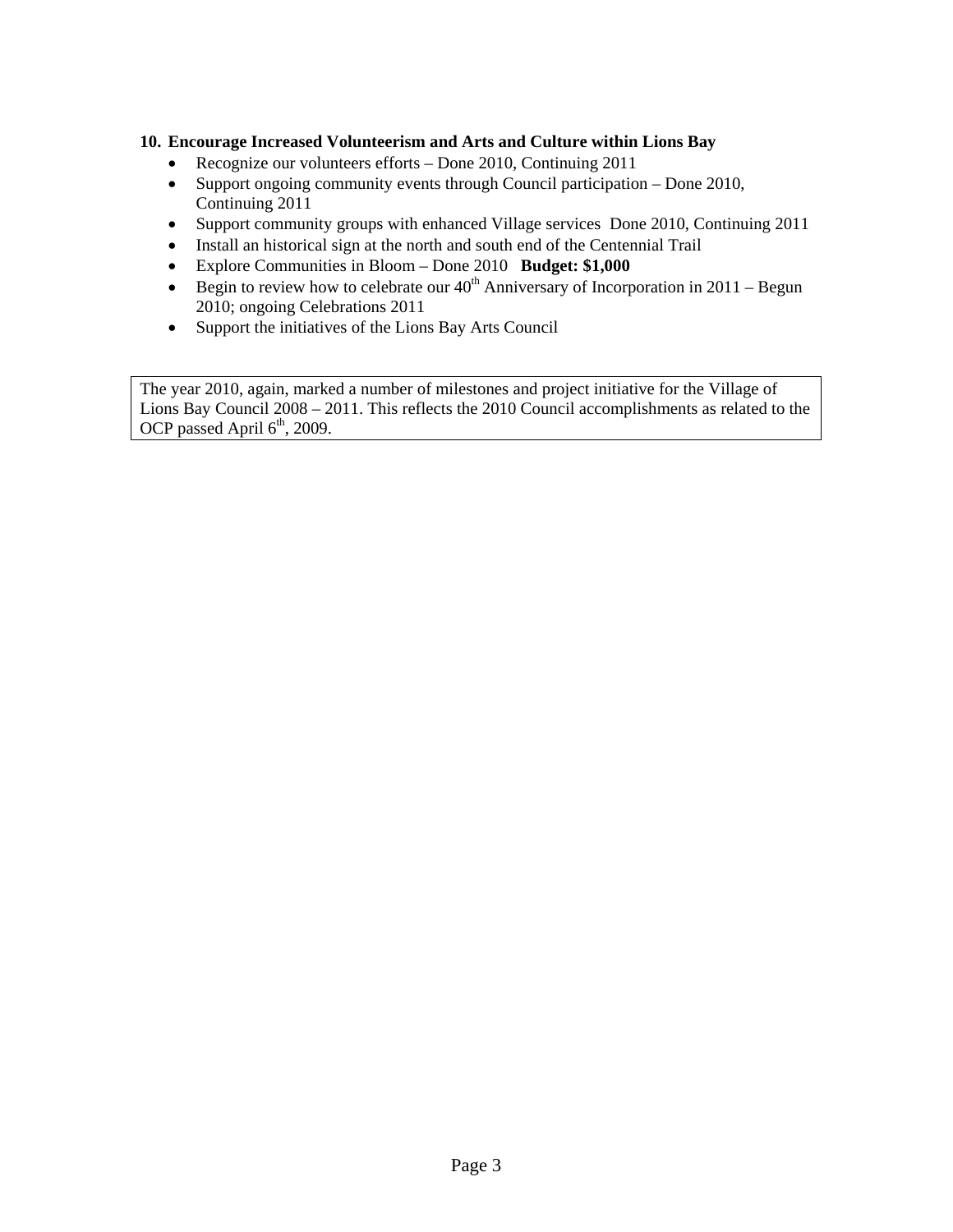**10. Encourage Increased Volunteerism and Arts and Culture within Lions Bay**

- Recognize our volunteers efforts – Done 2010, Continuing 2011
- Support ongoing community events through Council participation – Done 2010, Continuing 2011
- Support community groups with enhanced Village services  Done 2010, Continuing 2011
- Install an historical sign at the north and south end of the Centennial Trail
- Explore Communities in Bloom – Done 2010   **Budget: $1,000**
- Begin to review how to celebrate our 40th Anniversary of Incorporation in 2011 – Begun 2010; ongoing Celebrations 2011
- Support the initiatives of the Lions Bay Arts Council

The year 2010, again, marked a number of milestones and project initiative for the Village of Lions Bay Council 2008 – 2011. This reflects the 2010 Council accomplishments as related to the OCP passed April 6th, 2009.